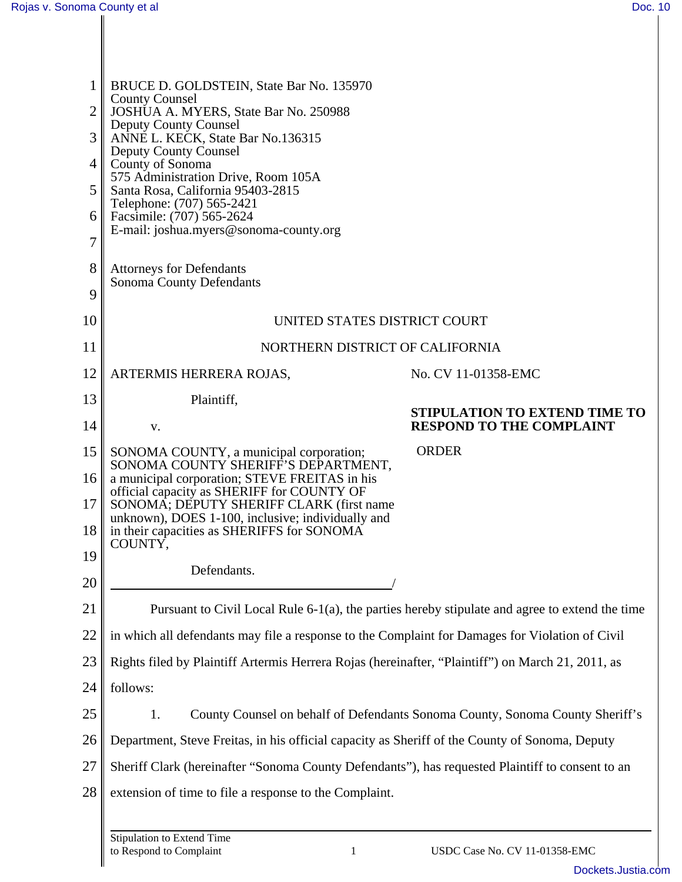BRUCE D. GOLDSTEIN, State Bar No. 135970
County Counsel
JOSHUA A. MYERS, State Bar No. 250988
Deputy County Counsel
ANNE L. KECK, State Bar No.136315
Deputy County Counsel
County of Sonoma
575 Administration Drive, Room 105A
Santa Rosa, California 95403-2815
Telephone: (707) 565-2421
Facsimile: (707) 565-2624
E-mail: joshua.myers@sonoma-county.org

Attorneys for Defendants
Sonoma County Defendants

UNITED STATES DISTRICT COURT

NORTHERN DISTRICT OF CALIFORNIA

ARTERMIS HERRERA ROJAS,

Plaintiff,

v.

SONOMA COUNTY, a municipal corporation; SONOMA COUNTY SHERIFF'S DEPARTMENT, a municipal corporation; STEVE FREITAS in his official capacity as SHERIFF for COUNTY OF SONOMA; DEPUTY SHERIFF CLARK (first name unknown), DOES 1-100, inclusive; individually and in their capacities as SHERIFFS for SONOMA COUNTY,

Defendants.
/

No. CV 11-01358-EMC

**STIPULATION TO EXTEND TIME TO RESPOND TO THE COMPLAINT**

ORDER

Pursuant to Civil Local Rule 6-1(a), the parties hereby stipulate and agree to extend the time in which all defendants may file a response to the Complaint for Damages for Violation of Civil Rights filed by Plaintiff Artermis Herrera Rojas (hereinafter, "Plaintiff") on March 21, 2011, as follows:

1. County Counsel on behalf of Defendants Sonoma County, Sonoma County Sheriff's Department, Steve Freitas, in his official capacity as Sheriff of the County of Sonoma, Deputy Sheriff Clark (hereinafter "Sonoma County Defendants"), has requested Plaintiff to consent to an extension of time to file a response to the Complaint.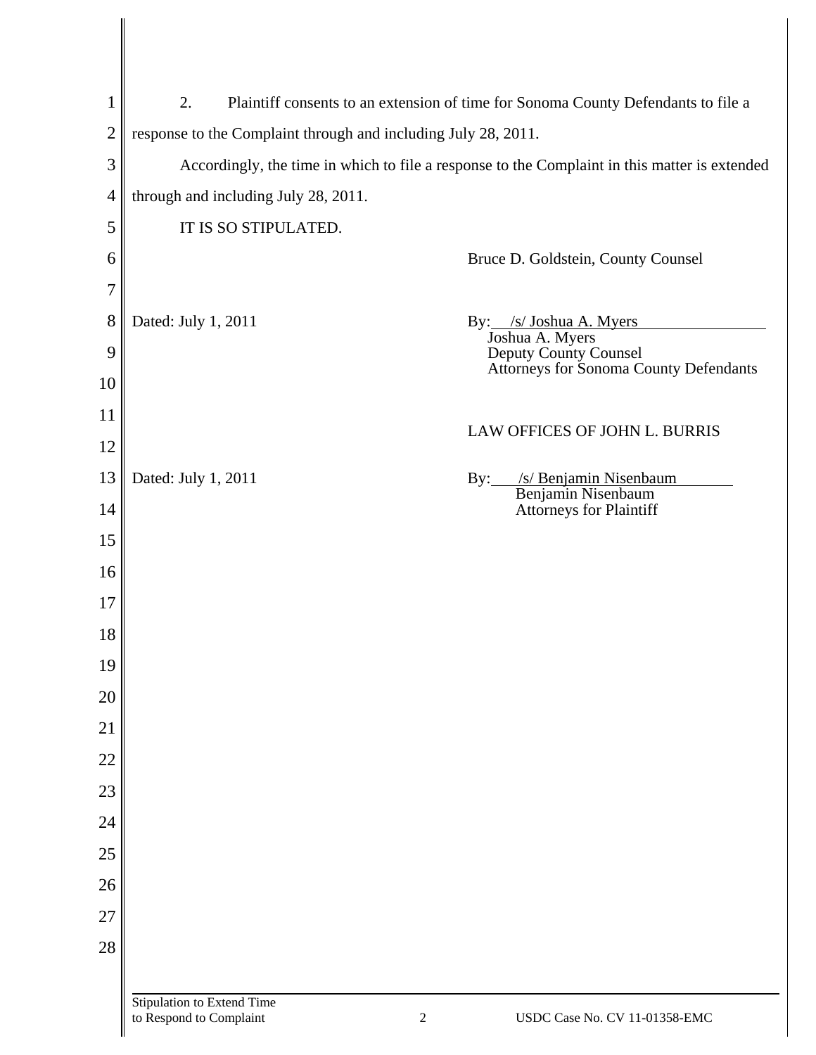2. Plaintiff consents to an extension of time for Sonoma County Defendants to file a response to the Complaint through and including July 28, 2011.

Accordingly, the time in which to file a response to the Complaint in this matter is extended through and including July 28, 2011.

IT IS SO STIPULATED.

Bruce D. Goldstein, County Counsel

Dated: July 1, 2011

By: /s/ Joshua A. Myers
Joshua A. Myers
Deputy County Counsel
Attorneys for Sonoma County Defendants

LAW OFFICES OF JOHN L. BURRIS

Dated: July 1, 2011

By: /s/ Benjamin Nisenbaum
Benjamin Nisenbaum
Attorneys for Plaintiff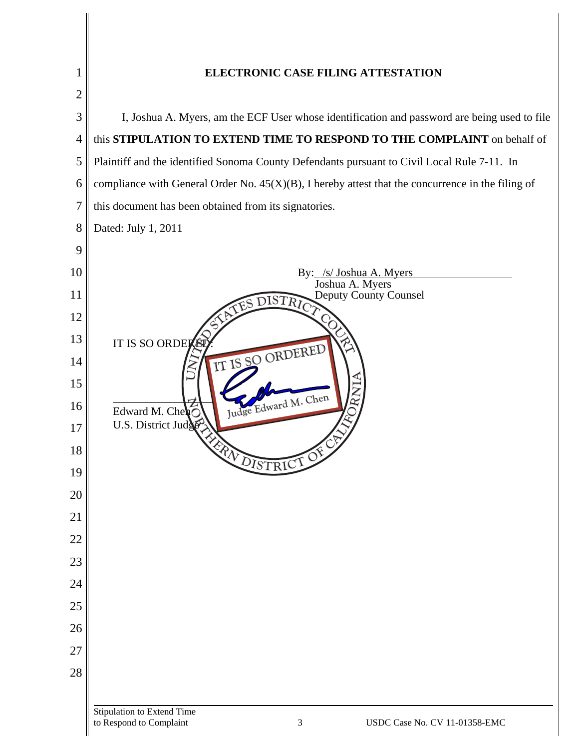## ELECTRONIC CASE FILING ATTESTATION

I, Joshua A. Myers, am the ECF User whose identification and password are being used to file this **STIPULATION TO EXTEND TIME TO RESPOND TO THE COMPLAINT** on behalf of Plaintiff and the identified Sonoma County Defendants pursuant to Civil Local Rule 7-11. In compliance with General Order No. 45(X)(B), I hereby attest that the concurrence in the filing of this document has been obtained from its signatories.

Dated: July 1, 2011

By: /s/ Joshua A. Myers
Joshua A. Myers
Deputy County Counsel

IT IS SO ORDERED:

UNITED STATES DISTRICT COURT
NORTHERN DISTRICT OF CALIFORNIA
IT IS SO ORDERED
Judge Edward M. Chen

______________________
Edward M. Chen
U.S. District Judge